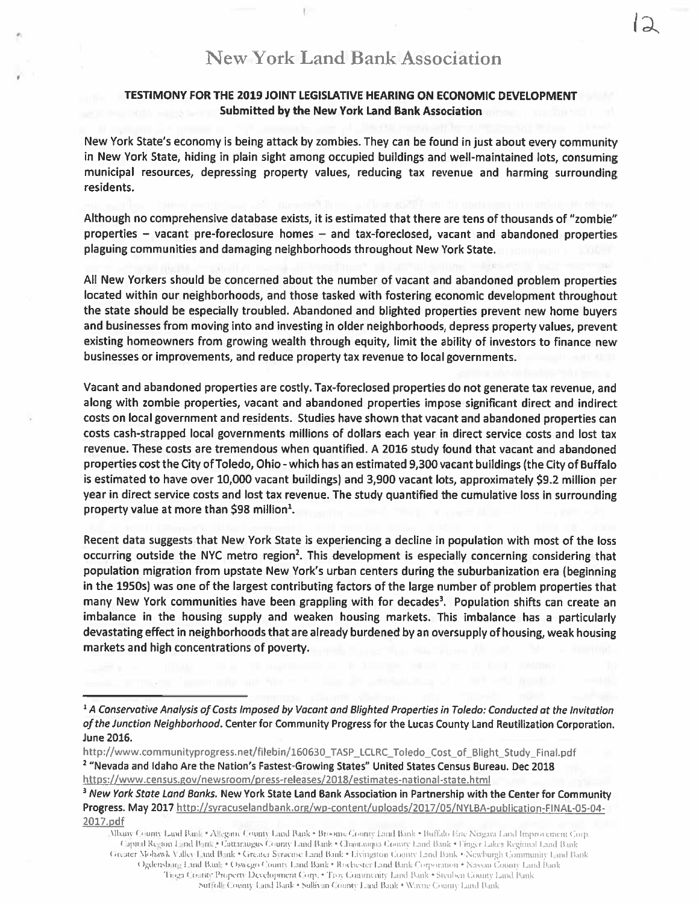# New York Land Bank Association

**TESTIMONY FOR THE 2019 JOINT LEGISLATIVE HEARING ON ECONOMIC DEVELOPMENT**
**Submitted by the New York Land Bank Association**

New York State's economy is being attack by zombies. They can be found in just about every community in New York State, hiding in plain sight among occupied buildings and well-maintained lots, consuming municipal resources, depressing property values, reducing tax revenue and harming surrounding residents.

Although no comprehensive database exists, it is estimated that there are tens of thousands of "zombie" properties – vacant pre-foreclosure homes – and tax-foreclosed, vacant and abandoned properties plaguing communities and damaging neighborhoods throughout New York State.

All New Yorkers should be concerned about the number of vacant and abandoned problem properties located within our neighborhoods, and those tasked with fostering economic development throughout the state should be especially troubled. Abandoned and blighted properties prevent new home buyers and businesses from moving into and investing in older neighborhoods, depress property values, prevent existing homeowners from growing wealth through equity, limit the ability of investors to finance new businesses or improvements, and reduce property tax revenue to local governments.

Vacant and abandoned properties are costly. Tax-foreclosed properties do not generate tax revenue, and along with zombie properties, vacant and abandoned properties impose significant direct and indirect costs on local government and residents. Studies have shown that vacant and abandoned properties can costs cash-strapped local governments millions of dollars each year in direct service costs and lost tax revenue. These costs are tremendous when quantified. A 2016 study found that vacant and abandoned properties cost the City of Toledo, Ohio - which has an estimated 9,300 vacant buildings (the City of Buffalo is estimated to have over 10,000 vacant buildings) and 3,900 vacant lots, approximately $9.2 million per year in direct service costs and lost tax revenue. The study quantified the cumulative loss in surrounding property value at more than $98 million[1].

Recent data suggests that New York State is experiencing a decline in population with most of the loss occurring outside the NYC metro region[2]. This development is especially concerning considering that population migration from upstate New York's urban centers during the suburbanization era (beginning in the 1950s) was one of the largest contributing factors of the large number of problem properties that many New York communities have been grappling with for decades[3]. Population shifts can create an imbalance in the housing supply and weaken housing markets. This imbalance has a particularly devastating effect in neighborhoods that are already burdened by an oversupply of housing, weak housing markets and high concentrations of poverty.

---

[1] *A Conservative Analysis of Costs Imposed by Vacant and Blighted Properties in Toledo: Conducted at the Invitation of the Junction Neighborhood.* Center for Community Progress for the Lucas County Land Reutilization Corporation. June 2016.
http://www.communityprogress.net/filebin/160630_TASP_LCLRC_Toledo_Cost_of_Blight_Study_Final.pdf

[2] "Nevada and Idaho Are the Nation's Fastest-Growing States" United States Census Bureau. Dec 2018
https://www.census.gov/newsroom/press-releases/2018/estimates-national-state.html

[3] *New York State Land Banks.* New York State Land Bank Association in Partnership with the Center for Community Progress. May 2017 http://syracuselandbank.org/wp-content/uploads/2017/05/NYLBA-publication-FINAL-05-04-2017.pdf

Albany County Land Bank • Allegany County Land Bank • Broome County Land Bank • Buffalo Erie Niagara Land Improvement Corp.
Capital Region Land Bank • Cattaraugus County Land Bank • Chautauqua County Land Bank • Finger Lakes Regional Land Bank
Greater Mohawk Valley Land Bank • Greater Syracuse Land Bank • Livingston County Land Bank • Newburgh Community Land Bank
Ogdensburg Land Bank • Oswego County Land Bank • Rochester Land Bank Corporation • Nassau County Land Bank
Tioga County Property Development Corp. • Troy Community Land Bank • Steuben County Land Bank
Suffolk County Land Bank • Sullivan County Land Bank • Wayne County Land Bank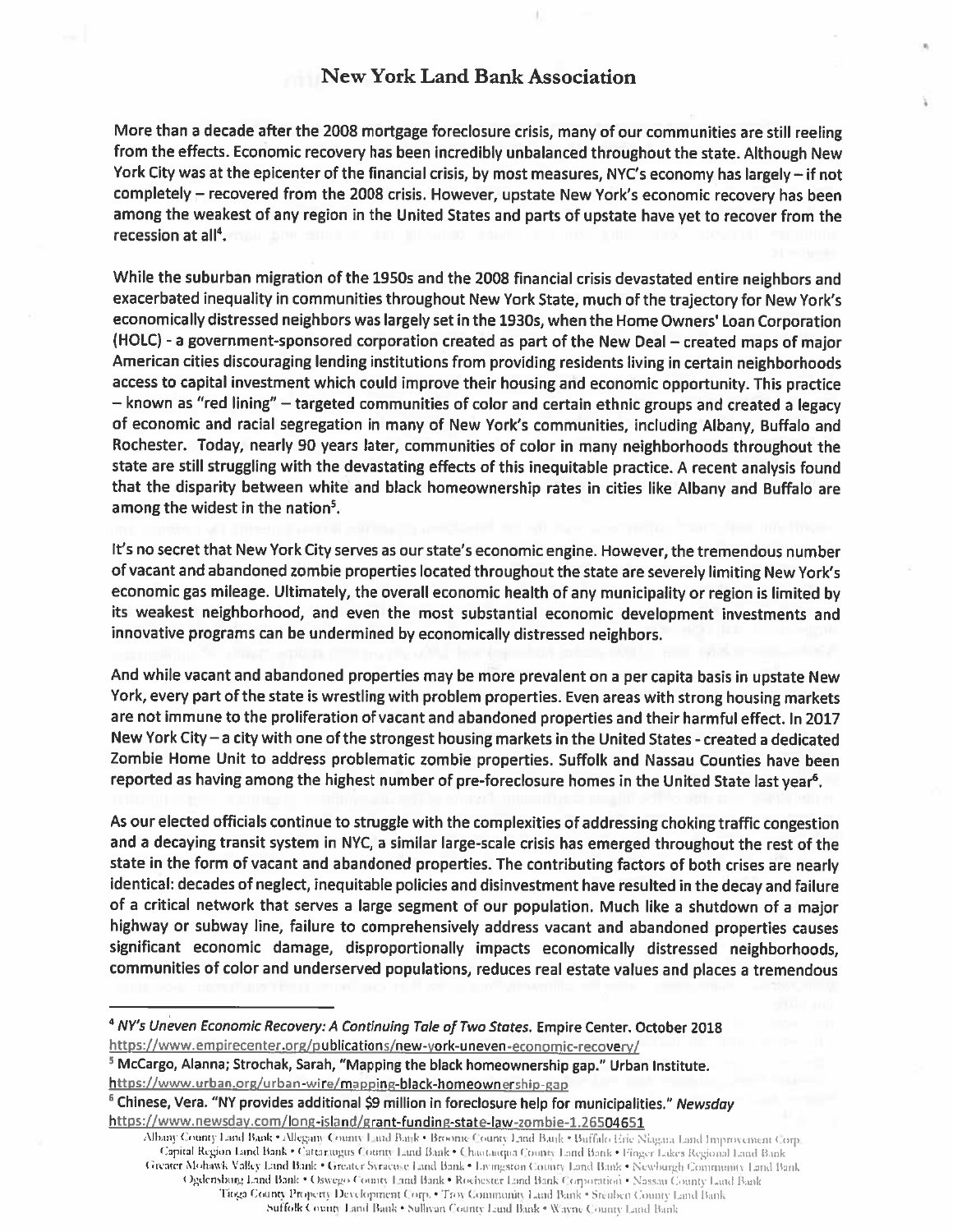## New York Land Bank Association

More than a decade after the 2008 mortgage foreclosure crisis, many of our communities are still reeling from the effects. Economic recovery has been incredibly unbalanced throughout the state. Although New York City was at the epicenter of the financial crisis, by most measures, NYC's economy has largely – if not completely – recovered from the 2008 crisis. However, upstate New York's economic recovery has been among the weakest of any region in the United States and parts of upstate have yet to recover from the recession at all[4].

While the suburban migration of the 1950s and the 2008 financial crisis devastated entire neighbors and exacerbated inequality in communities throughout New York State, much of the trajectory for New York's economically distressed neighbors was largely set in the 1930s, when the Home Owners' Loan Corporation (HOLC) - a government-sponsored corporation created as part of the New Deal – created maps of major American cities discouraging lending institutions from providing residents living in certain neighborhoods access to capital investment which could improve their housing and economic opportunity. This practice – known as "red lining" – targeted communities of color and certain ethnic groups and created a legacy of economic and racial segregation in many of New York's communities, including Albany, Buffalo and Rochester. Today, nearly 90 years later, communities of color in many neighborhoods throughout the state are still struggling with the devastating effects of this inequitable practice. A recent analysis found that the disparity between white and black homeownership rates in cities like Albany and Buffalo are among the widest in the nation[5].

It's no secret that New York City serves as our state's economic engine. However, the tremendous number of vacant and abandoned zombie properties located throughout the state are severely limiting New York's economic gas mileage. Ultimately, the overall economic health of any municipality or region is limited by its weakest neighborhood, and even the most substantial economic development investments and innovative programs can be undermined by economically distressed neighbors.

And while vacant and abandoned properties may be more prevalent on a per capita basis in upstate New York, every part of the state is wrestling with problem properties. Even areas with strong housing markets are not immune to the proliferation of vacant and abandoned properties and their harmful effect. In 2017 New York City – a city with one of the strongest housing markets in the United States - created a dedicated Zombie Home Unit to address problematic zombie properties. Suffolk and Nassau Counties have been reported as having among the highest number of pre-foreclosure homes in the United State last year[6].

As our elected officials continue to struggle with the complexities of addressing choking traffic congestion and a decaying transit system in NYC, a similar large-scale crisis has emerged throughout the rest of the state in the form of vacant and abandoned properties. The contributing factors of both crises are nearly identical: decades of neglect, inequitable policies and disinvestment have resulted in the decay and failure of a critical network that serves a large segment of our population. Much like a shutdown of a major highway or subway line, failure to comprehensively address vacant and abandoned properties causes significant economic damage, disproportionally impacts economically distressed neighborhoods, communities of color and underserved populations, reduces real estate values and places a tremendous

---

[4] *NY's Uneven Economic Recovery: A Continuing Tale of Two States.* Empire Center. October 2018 https://www.empirecenter.org/publications/new-york-uneven-economic-recovery/

[5] McCargo, Alanna; Strochak, Sarah, "Mapping the black homeownership gap." Urban Institute. https://www.urban.org/urban-wire/mapping-black-homeownership-gap

[6] Chinese, Vera. "NY provides additional $9 million in foreclosure help for municipalities." *Newsday* https://www.newsday.com/long-island/grant-funding-state-law-zombie-1.26504651

Albany County Land Bank • Allegany County Land Bank • Broome County Land Bank • Buffalo Erie Niagara Land Improvement Corp. Capital Region Land Bank • Cattaraugus County Land Bank • Chautauqua County Land Bank • Finger Lakes Regional Land Bank Greater Mohawk Valley Land Bank • Greater Syracuse Land Bank • Livingston County Land Bank • Newburgh Community Land Bank Ogdensburg Land Bank • Oswego County Land Bank • Rochester Land Bank Corporation • Nassau County Land Bank Tioga County Property Development Corp. • Troy Community Land Bank • Steuben County Land Bank Suffolk County Land Bank • Sullivan County Land Bank • Wayne County Land Bank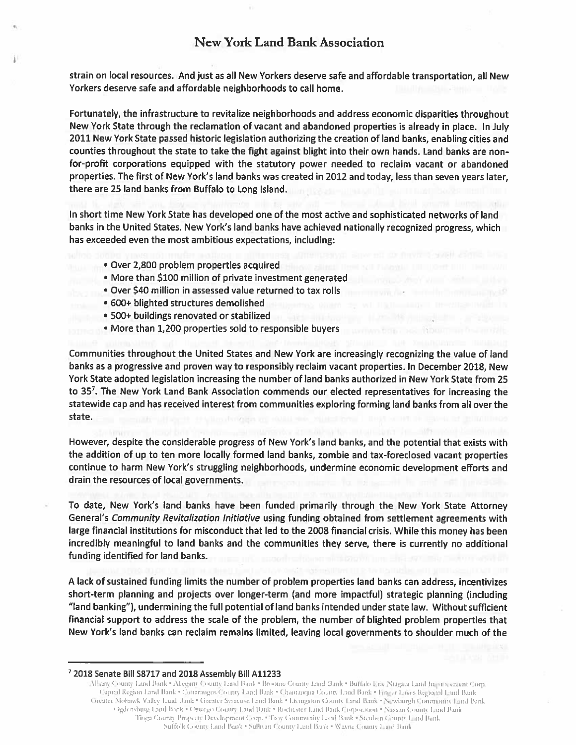strain on local resources. And just as all New Yorkers deserve safe and affordable transportation, all New Yorkers deserve safe and affordable neighborhoods to call home.

Fortunately, the infrastructure to revitalize neighborhoods and address economic disparities throughout New York State through the reclamation of vacant and abandoned properties is already in place. In July 2011 New York State passed historic legislation authorizing the creation of land banks, enabling cities and counties throughout the state to take the fight against blight into their own hands. Land banks are non-for-profit corporations equipped with the statutory power needed to reclaim vacant or abandoned properties. The first of New York's land banks was created in 2012 and today, less than seven years later, there are 25 land banks from Buffalo to Long Island.

In short time New York State has developed one of the most active and sophisticated networks of land banks in the United States. New York's land banks have achieved nationally recognized progress, which has exceeded even the most ambitious expectations, including:

- Over 2,800 problem properties acquired
- More than $100 million of private investment generated
- Over $40 million in assessed value returned to tax rolls
- 600+ blighted structures demolished
- 500+ buildings renovated or stabilized
- More than 1,200 properties sold to responsible buyers

Communities throughout the United States and New York are increasingly recognizing the value of land banks as a progressive and proven way to responsibly reclaim vacant properties. In December 2018, New York State adopted legislation increasing the number of land banks authorized in New York State from 25 to 35[7]. The New York Land Bank Association commends our elected representatives for increasing the statewide cap and has received interest from communities exploring forming land banks from all over the state.

However, despite the considerable progress of New York's land banks, and the potential that exists with the addition of up to ten more locally formed land banks, zombie and tax-foreclosed vacant properties continue to harm New York's struggling neighborhoods, undermine economic development efforts and drain the resources of local governments.

To date, New York's land banks have been funded primarily through the New York State Attorney General's *Community Revitalization Initiative* using funding obtained from settlement agreements with large financial institutions for misconduct that led to the 2008 financial crisis. While this money has been incredibly meaningful to land banks and the communities they serve, there is currently no additional funding identified for land banks.

A lack of sustained funding limits the number of problem properties land banks can address, incentivizes short-term planning and projects over longer-term (and more impactful) strategic planning (including "land banking"), undermining the full potential of land banks intended under state law. Without sufficient financial support to address the scale of the problem, the number of blighted problem properties that New York's land banks can reclaim remains limited, leaving local governments to shoulder much of the

---

[7] 2018 Senate Bill S8717 and 2018 Assembly Bill A11233

Albany County Land Bank • Allegany County Land Bank • Broome County Land Bank • Buffalo Erie Niagara Land Improvement Corp.
Capital Region Land Bank • Cattaraugus County Land Bank • Chautauqua County Land Bank • Finger Lakes Regional Land Bank
Greater Mohawk Valley Land Bank • Greater Syracuse Land Bank • Livingston County Land Bank • Newburgh Community Land Bank
Ogdensburg Land Bank • Oswego County Land Bank • Rochester Land Bank Corporation • Nassau County Land Bank
Tioga County Property Development Corp. • Troy Community Land Bank • Steuben County Land Bank
Suffolk County Land Bank • Sullivan County Land Bank • Wayne County Land Bank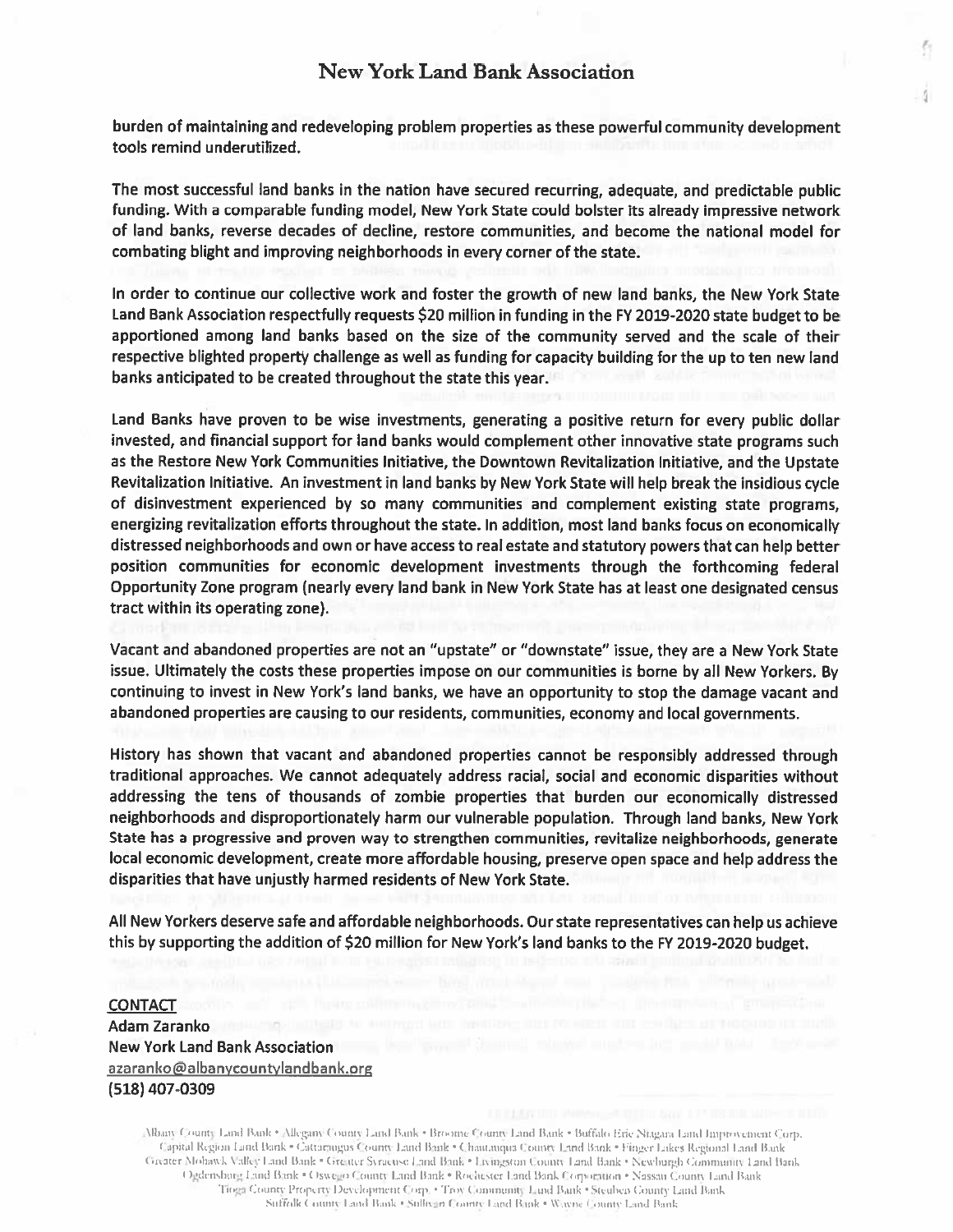burden of maintaining and redeveloping problem properties as these powerful community development tools remind underutilized.

The most successful land banks in the nation have secured recurring, adequate, and predictable public funding. With a comparable funding model, New York State could bolster its already impressive network of land banks, reverse decades of decline, restore communities, and become the national model for combating blight and improving neighborhoods in every corner of the state.

In order to continue our collective work and foster the growth of new land banks, the New York State Land Bank Association respectfully requests $20 million in funding in the FY 2019-2020 state budget to be apportioned among land banks based on the size of the community served and the scale of their respective blighted property challenge as well as funding for capacity building for the up to ten new land banks anticipated to be created throughout the state this year.

Land Banks have proven to be wise investments, generating a positive return for every public dollar invested, and financial support for land banks would complement other innovative state programs such as the Restore New York Communities Initiative, the Downtown Revitalization Initiative, and the Upstate Revitalization Initiative. An investment in land banks by New York State will help break the insidious cycle of disinvestment experienced by so many communities and complement existing state programs, energizing revitalization efforts throughout the state. In addition, most land banks focus on economically distressed neighborhoods and own or have access to real estate and statutory powers that can help better position communities for economic development investments through the forthcoming federal Opportunity Zone program (nearly every land bank in New York State has at least one designated census tract within its operating zone).

Vacant and abandoned properties are not an "upstate" or "downstate" issue, they are a New York State issue. Ultimately the costs these properties impose on our communities is borne by all New Yorkers. By continuing to invest in New York's land banks, we have an opportunity to stop the damage vacant and abandoned properties are causing to our residents, communities, economy and local governments.

History has shown that vacant and abandoned properties cannot be responsibly addressed through traditional approaches. We cannot adequately address racial, social and economic disparities without addressing the tens of thousands of zombie properties that burden our economically distressed neighborhoods and disproportionately harm our vulnerable population. Through land banks, New York State has a progressive and proven way to strengthen communities, revitalize neighborhoods, generate local economic development, create more affordable housing, preserve open space and help address the disparities that have unjustly harmed residents of New York State.

All New Yorkers deserve safe and affordable neighborhoods. Our state representatives can help us achieve this by supporting the addition of $20 million for New York's land banks to the FY 2019-2020 budget.

**CONTACT**
Adam Zaranko
New York Land Bank Association
azaranko@albanycountylandbank.org
(518) 407-0309

Albany County Land Bank • Allegany County Land Bank • Broome County Land Bank • Buffalo Erie Niagara Land Improvement Corp.
Capital Region Land Bank • Cattaraugus County Land Bank • Chautauqua County Land Bank • Finger Lakes Regional Land Bank
Greater Mohawk Valley Land Bank • Greater Syracuse Land Bank • Livingston County Land Bank • Newburgh Community Land Bank
Ogdensburg Land Bank • Oswego County Land Bank • Rochester Land Bank Corporation • Nassau County Land Bank
Tioga County Property Development Corp. • Troy Community Land Bank • Steuben County Land Bank
Suffolk County Land Bank • Sullivan County Land Bank • Wayne County Land Bank